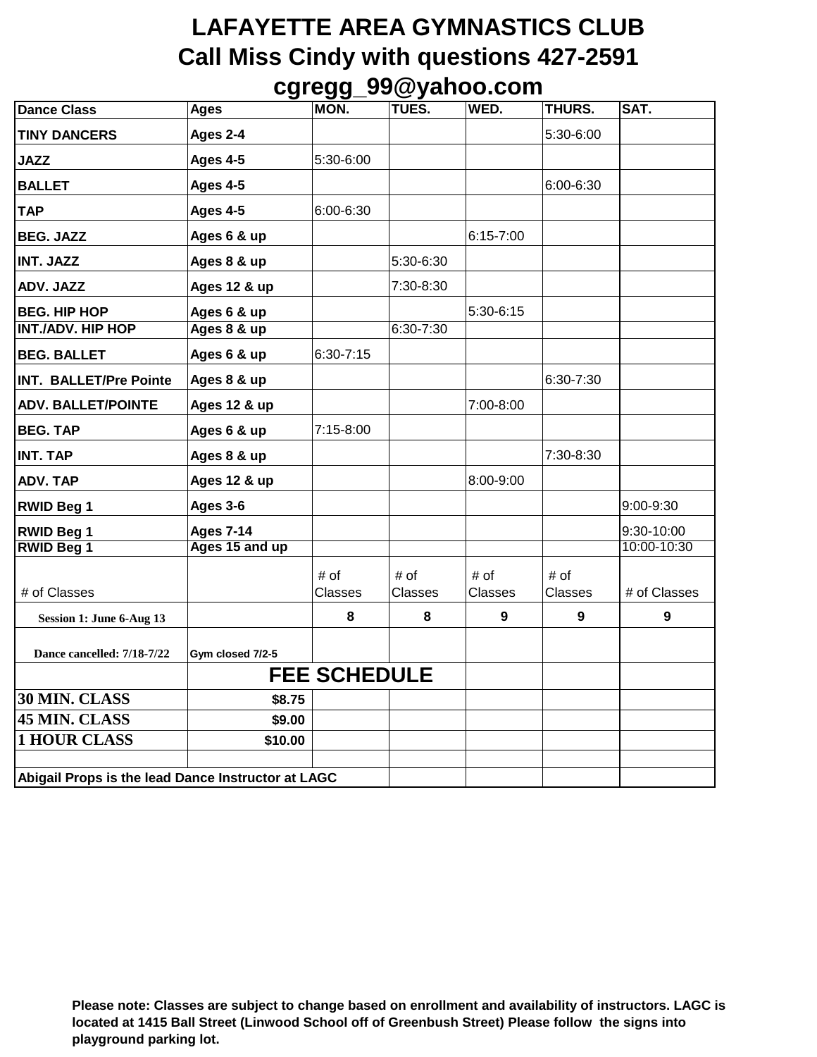# LAFAYETTE AREA GYMNASTICS CLUB

## Call Miss Cindy with questions 427-2591

## cgregg_99@yahoo.com

| Dance Class | Ages | MON. | TUES. | WED. | THURS. | SAT. |
|---|---|---|---|---|---|---|
| TINY DANCERS | Ages 2-4 | | | | 5:30-6:00 | |
| JAZZ | Ages 4-5 | 5:30-6:00 | | | | |
| BALLET | Ages 4-5 | | | | 6:00-6:30 | |
| TAP | Ages 4-5 | 6:00-6:30 | | | | |
| BEG. JAZZ | Ages 6 & up | | | 6:15-7:00 | | |
| INT. JAZZ | Ages 8 & up | | 5:30-6:30 | | | |
| ADV. JAZZ | Ages 12 & up | | 7:30-8:30 | | | |
| BEG. HIP HOP | Ages 6 & up | | | 5:30-6:15 | | |
| INT./ADV. HIP HOP | Ages 8 & up | | 6:30-7:30 | | | |
| BEG. BALLET | Ages 6 & up | 6:30-7:15 | | | | |
| INT. BALLET/Pre Pointe | Ages 8 & up | | | | 6:30-7:30 | |
| ADV. BALLET/POINTE | Ages 12 & up | | | 7:00-8:00 | | |
| BEG. TAP | Ages 6 & up | 7:15-8:00 | | | | |
| INT. TAP | Ages 8 & up | | | | 7:30-8:30 | |
| ADV. TAP | Ages 12 & up | | | 8:00-9:00 | | |
| RWID Beg 1 | Ages 3-6 | | | | | 9:00-9:30 |
| RWID Beg 1 | Ages 7-14 | | | | | 9:30-10:00 |
| RWID Beg 1 | Ages 15 and up | | | | | 10:00-10:30 |
| # of Classes | | # of Classes | # of Classes | # of Classes | # of Classes | # of Classes |
| Session 1: June 6-Aug 13 | | 8 | 8 | 9 | 9 | 9 |
| Dance cancelled: 7/18-7/22 | Gym closed 7/2-5 | | | | | |
| | FEE SCHEDULE | | | | | |
| 30 MIN. CLASS | $8.75 | | | | | |
| 45 MIN. CLASS | $9.00 | | | | | |
| 1 HOUR CLASS | $10.00 | | | | | |
| | | | | | | |
| Abigail Props is the lead Dance Instructor at LAGC | | | | | | |

**Please note: Classes are subject to change based on enrollment and availability of instructors. LAGC is located at 1415 Ball Street (Linwood School off of Greenbush Street) Please follow the signs into playground parking lot.**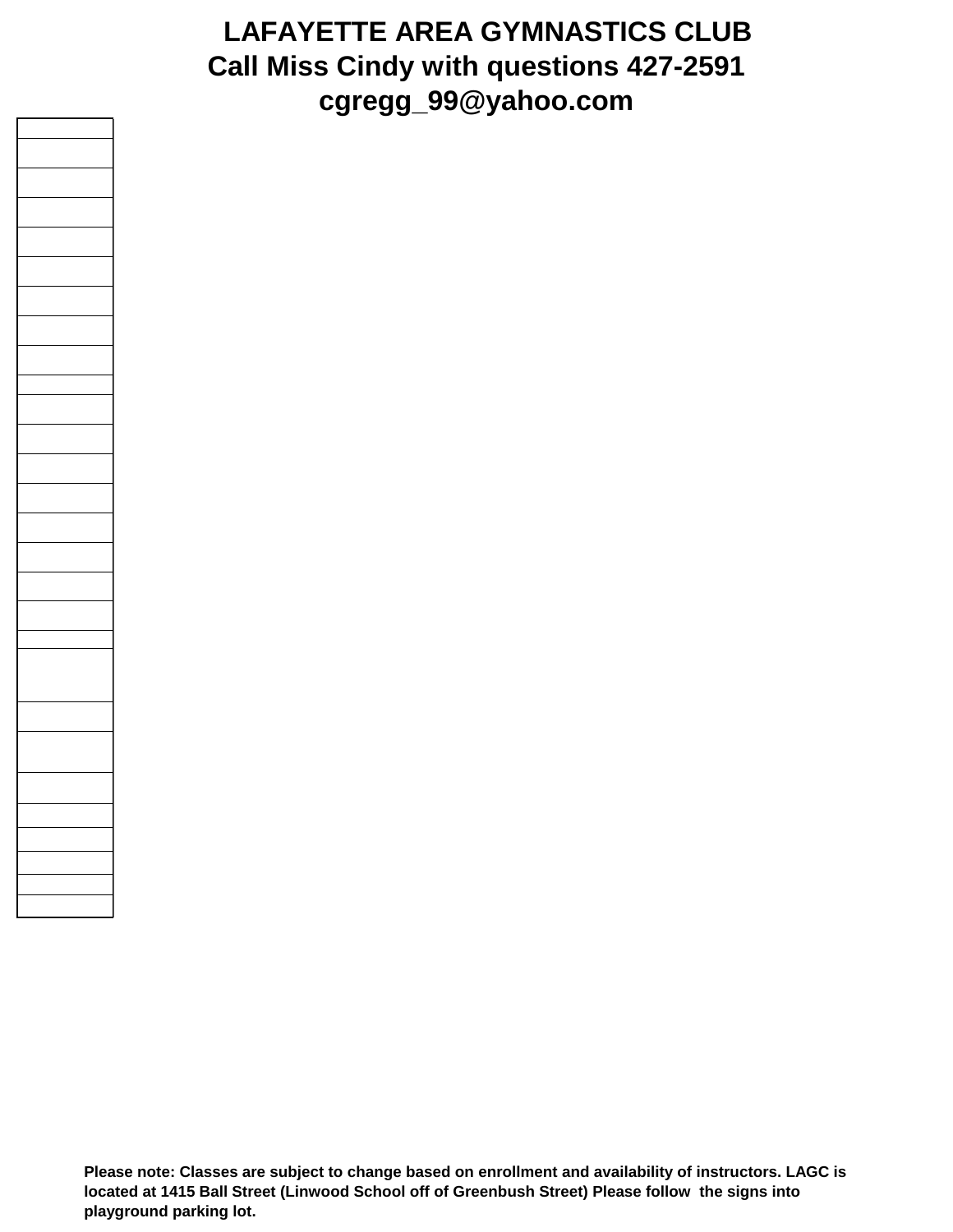**LAFAYETTE AREA GYMNASTICS CLUB**

**Call Miss Cindy with questions 427-2591**

**cgregg_99@yahoo.com**

**Please note: Classes are subject to change based on enrollment and availability of instructors. LAGC is located at 1415 Ball Street (Linwood School off of Greenbush Street) Please follow the signs into playground parking lot.**